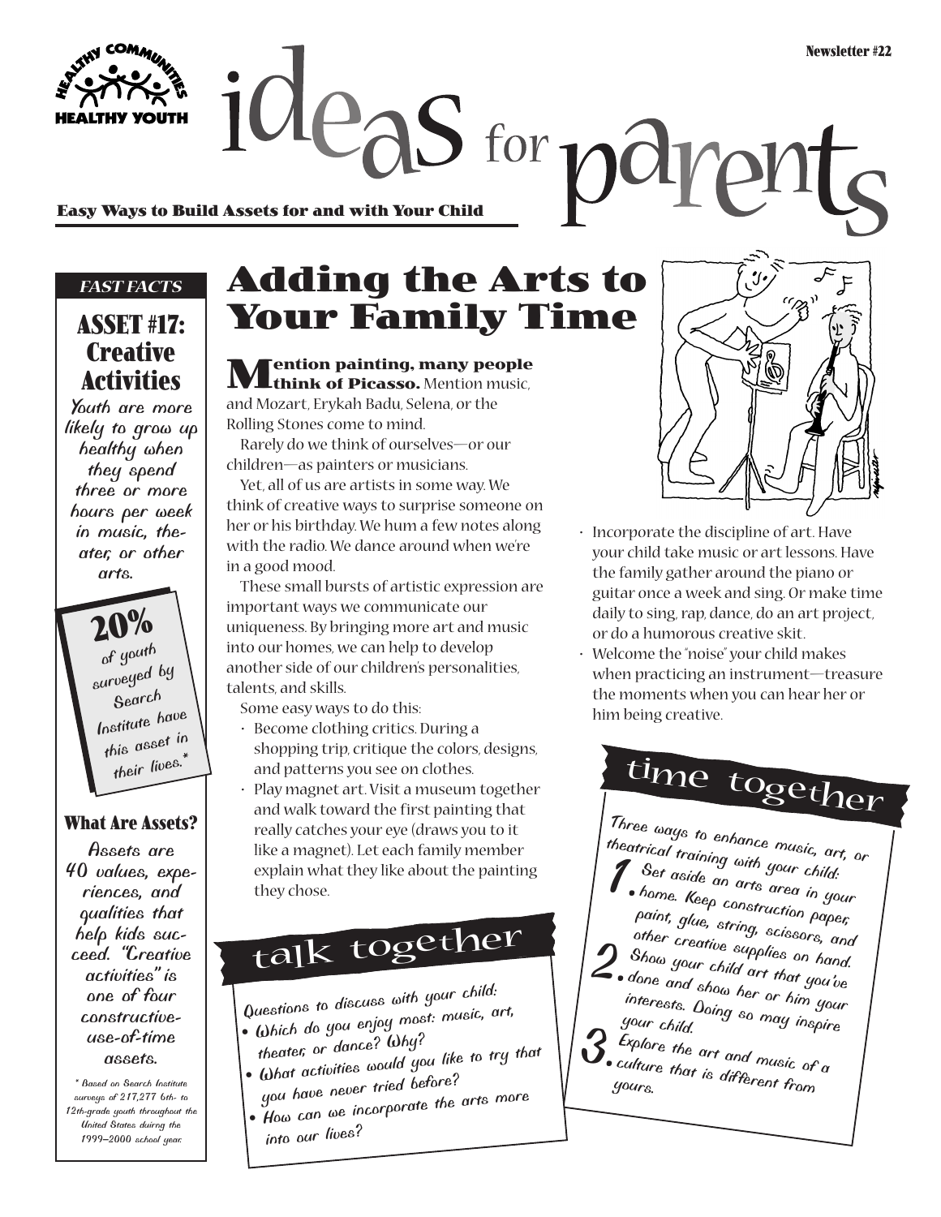# ideas for parents

**Easy Ways to Build Assets for and with Your Child**

*FAST FACTS*

## ASSET #17: Creative Activities

Youth are more likely to grow up healthy when they spend three or more hours per week in music, theater, or other arts.

**20%** of youth surveyed by Search Institute have this asset in their lives.*

### What Are Assets?

Assets are 40 values, experiences, and qualities that help kids succeed. "Creative activities" is one of four constructive-use-of-time assets.

\* Based on Search Institute surveys of 217,277 6th- to 12th-grade youth throughout the United States duirng the 1999–2000 school year.

# Adding the Arts to Your Family Time

**Mention painting, many people think of Picasso.** Mention music, and Mozart, Erykah Badu, Selena, or the Rolling Stones come to mind.

Rarely do we think of ourselves—or our children—as painters or musicians.

Yet, all of us are artists in some way. We think of creative ways to surprise someone on her or his birthday. We hum a few notes along with the radio. We dance around when we're in a good mood.

These small bursts of artistic expression are important ways we communicate our uniqueness. By bringing more art and music into our homes, we can help to develop another side of our children's personalities, talents, and skills.

Some easy ways to do this:

- Become clothing critics. During a shopping trip, critique the colors, designs, and patterns you see on clothes.
- Play magnet art. Visit a museum together and walk toward the first painting that really catches your eye (draws you to it like a magnet). Let each family member explain what they like about the painting they chose.
- Incorporate the discipline of art. Have your child take music or art lessons. Have the family gather around the piano or guitar once a week and sing. Or make time daily to sing, rap, dance, do an art project, or do a humorous creative skit.
- Welcome the "noise" your child makes when practicing an instrument—treasure the moments when you can hear her or him being creative.

## talk together

Questions to discuss with your child:

- Which do you enjoy most: music, art, theater, or dance? Why?
- What activities would you like to try that you have never tried before?
- How can we incorporate the arts more into our lives?

## time together

Three ways to enhance music, art, or theatrical training with your child:

1. Set aside an arts area in your home. Keep construction paper, paint, glue, string, scissors, and other creative supplies on hand.
2. Show your child art that you've done and show her or him your interests. Doing so may inspire your child.
3. Explore the art and music of a culture that is different from yours.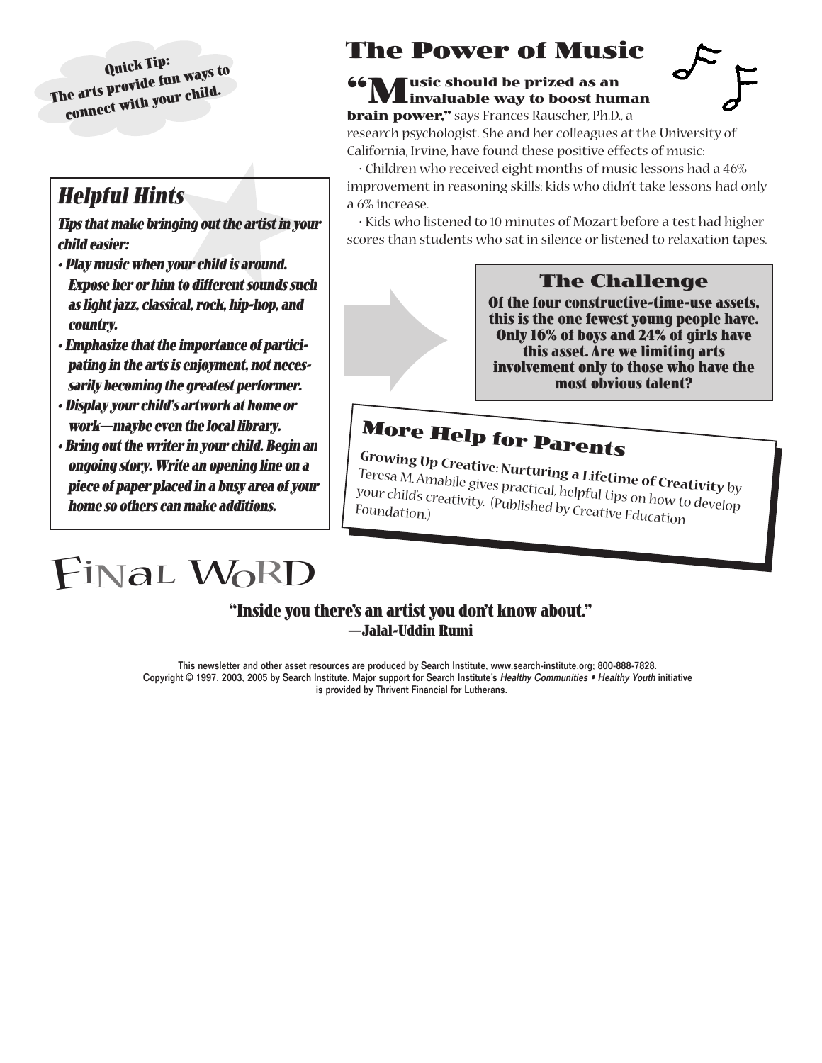**Quick Tip:**
**The arts provide fun ways to connect with your child.**

## Helpful Hints

***Tips that make bringing out the artist in your child easier:***

- ***Play music when your child is around. Expose her or him to different sounds such as light jazz, classical, rock, hip-hop, and country.***
- ***Emphasize that the importance of participating in the arts is enjoyment, not necessarily becoming the greatest performer.***
- ***Display your child's artwork at home or work—maybe even the local library.***
- ***Bring out the writer in your child. Begin an ongoing story. Write an opening line on a piece of paper placed in a busy area of your home so others can make additions.***

## The Power of Music

**"Music should be prized as an invaluable way to boost human brain power,"** says Frances Rauscher, Ph.D., a research psychologist. She and her colleagues at the University of California, Irvine, have found these positive effects of music:

- Children who received eight months of music lessons had a 46% improvement in reasoning skills; kids who didn't take lessons had only a 6% increase.
- Kids who listened to 10 minutes of Mozart before a test had higher scores than students who sat in silence or listened to relaxation tapes.

### The Challenge

**Of the four constructive-time-use assets, this is the one fewest young people have. Only 16% of boys and 24% of girls have this asset. Are we limiting arts involvement only to those who have the most obvious talent?**

### More Help for Parents

**Growing Up Creative: Nurturing a Lifetime of Creativity** by Teresa M. Amabile gives practical, helpful tips on how to develop your child's creativity. (Published by Creative Education Foundation.)

## Final Word

**"Inside you there's an artist you don't know about."**
**—Jalal-Uddin Rumi**

This newsletter and other asset resources are produced by Search Institute, www.search-institute.org; 800-888-7828. Copyright © 1997, 2003, 2005 by Search Institute. Major support for Search Institute's *Healthy Communities • Healthy Youth* initiative is provided by Thrivent Financial for Lutherans.